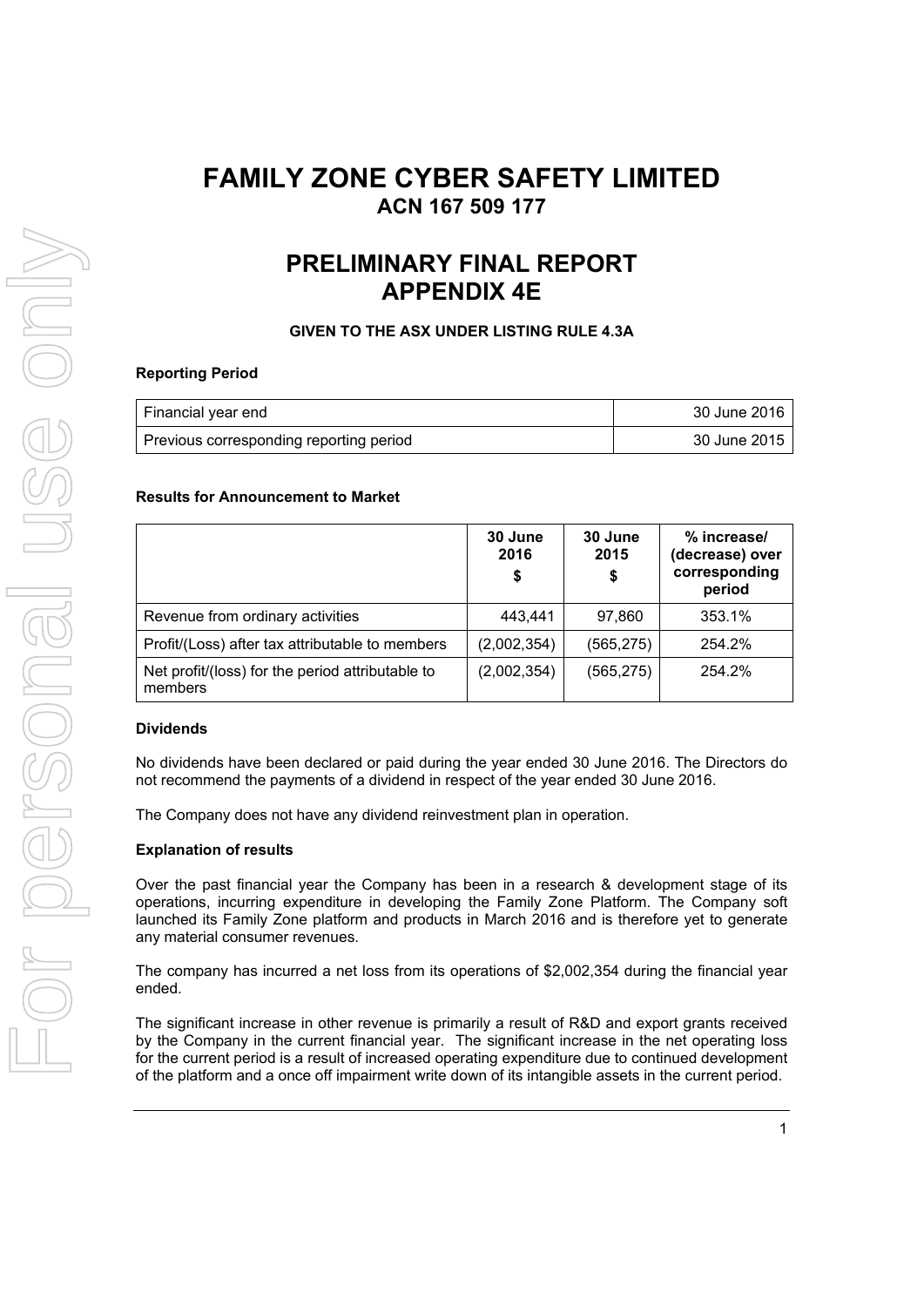# FAMILY ZONE CYBER SAFETY LIMITED

## ACN 167 509 177

# PRELIMINARY FINAL REPORT
# APPENDIX 4E

**GIVEN TO THE ASX UNDER LISTING RULE 4.3A**

**Reporting Period**

| | |
|---|---|
| Financial year end | 30 June 2016 |
| Previous corresponding reporting period | 30 June 2015 |

**Results for Announcement to Market**

| | 30 June 2016 $ | 30 June 2015 $ | % increase/ (decrease) over corresponding period |
|---|---|---|---|
| Revenue from ordinary activities | 443,441 | 97,860 | 353.1% |
| Profit/(Loss) after tax attributable to members | (2,002,354) | (565,275) | 254.2% |
| Net profit/(loss) for the period attributable to members | (2,002,354) | (565,275) | 254.2% |

**Dividends**

No dividends have been declared or paid during the year ended 30 June 2016. The Directors do not recommend the payments of a dividend in respect of the year ended 30 June 2016.

The Company does not have any dividend reinvestment plan in operation.

**Explanation of results**

Over the past financial year the Company has been in a research & development stage of its operations, incurring expenditure in developing the Family Zone Platform. The Company soft launched its Family Zone platform and products in March 2016 and is therefore yet to generate any material consumer revenues.

The company has incurred a net loss from its operations of $2,002,354 during the financial year ended.

The significant increase in other revenue is primarily a result of R&D and export grants received by the Company in the current financial year. The significant increase in the net operating loss for the current period is a result of increased operating expenditure due to continued development of the platform and a once off impairment write down of its intangible assets in the current period.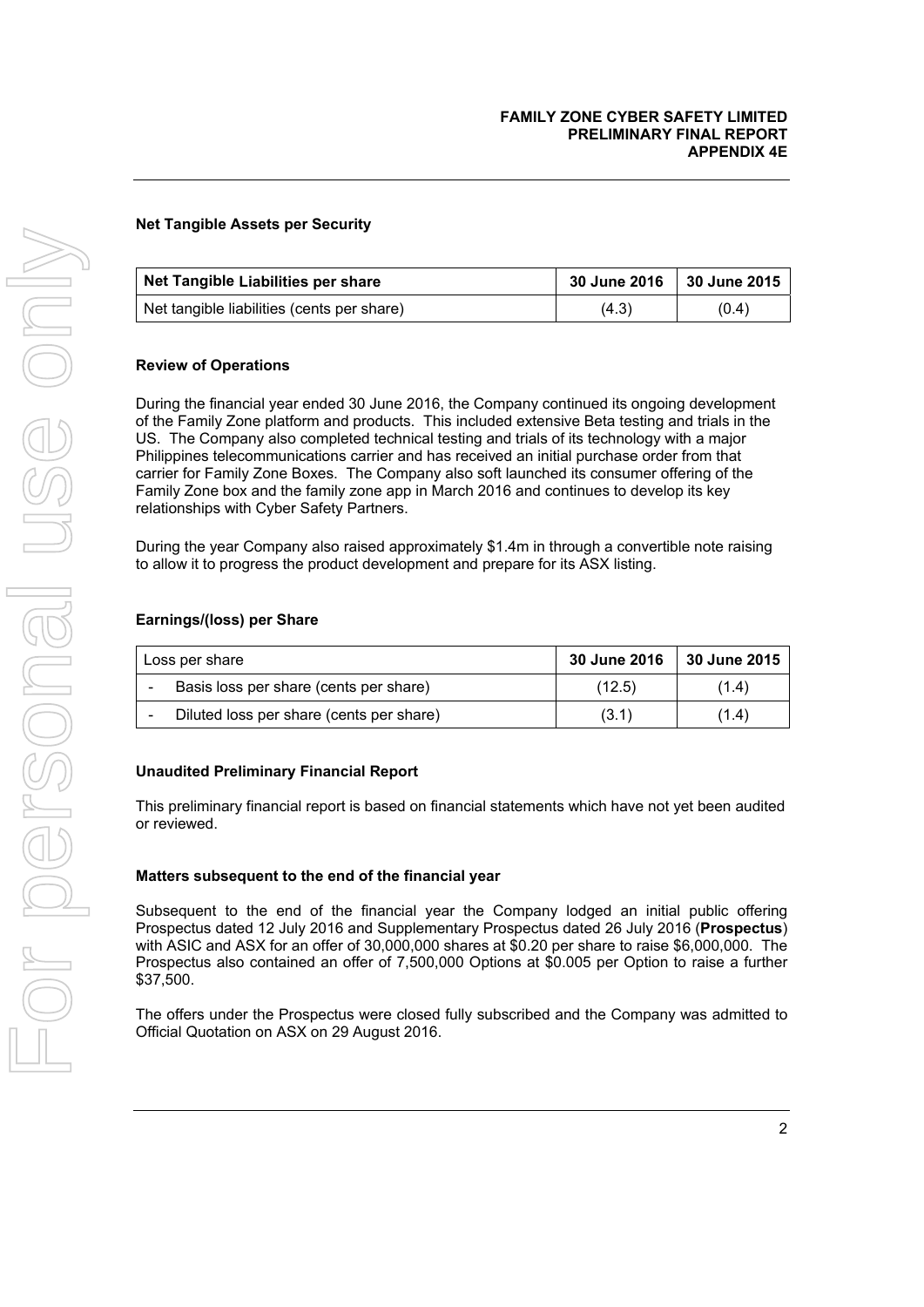### Net Tangible Assets per Security

| Net Tangible Liabilities per share | 30 June 2016 | 30 June 2015 |
|---|---|---|
| Net tangible liabilities (cents per share) | (4.3) | (0.4) |

### Review of Operations

During the financial year ended 30 June 2016, the Company continued its ongoing development of the Family Zone platform and products. This included extensive Beta testing and trials in the US. The Company also completed technical testing and trials of its technology with a major Philippines telecommunications carrier and has received an initial purchase order from that carrier for Family Zone Boxes. The Company also soft launched its consumer offering of the Family Zone box and the family zone app in March 2016 and continues to develop its key relationships with Cyber Safety Partners.

During the year Company also raised approximately $1.4m in through a convertible note raising to allow it to progress the product development and prepare for its ASX listing.

### Earnings/(loss) per Share

| Loss per share | 30 June 2016 | 30 June 2015 |
|---|---|---|
| - Basis loss per share (cents per share) | (12.5) | (1.4) |
| - Diluted loss per share (cents per share) | (3.1) | (1.4) |

### Unaudited Preliminary Financial Report

This preliminary financial report is based on financial statements which have not yet been audited or reviewed.

### Matters subsequent to the end of the financial year

Subsequent to the end of the financial year the Company lodged an initial public offering Prospectus dated 12 July 2016 and Supplementary Prospectus dated 26 July 2016 (**Prospectus**) with ASIC and ASX for an offer of 30,000,000 shares at $0.20 per share to raise $6,000,000. The Prospectus also contained an offer of 7,500,000 Options at $0.005 per Option to raise a further $37,500.

The offers under the Prospectus were closed fully subscribed and the Company was admitted to Official Quotation on ASX on 29 August 2016.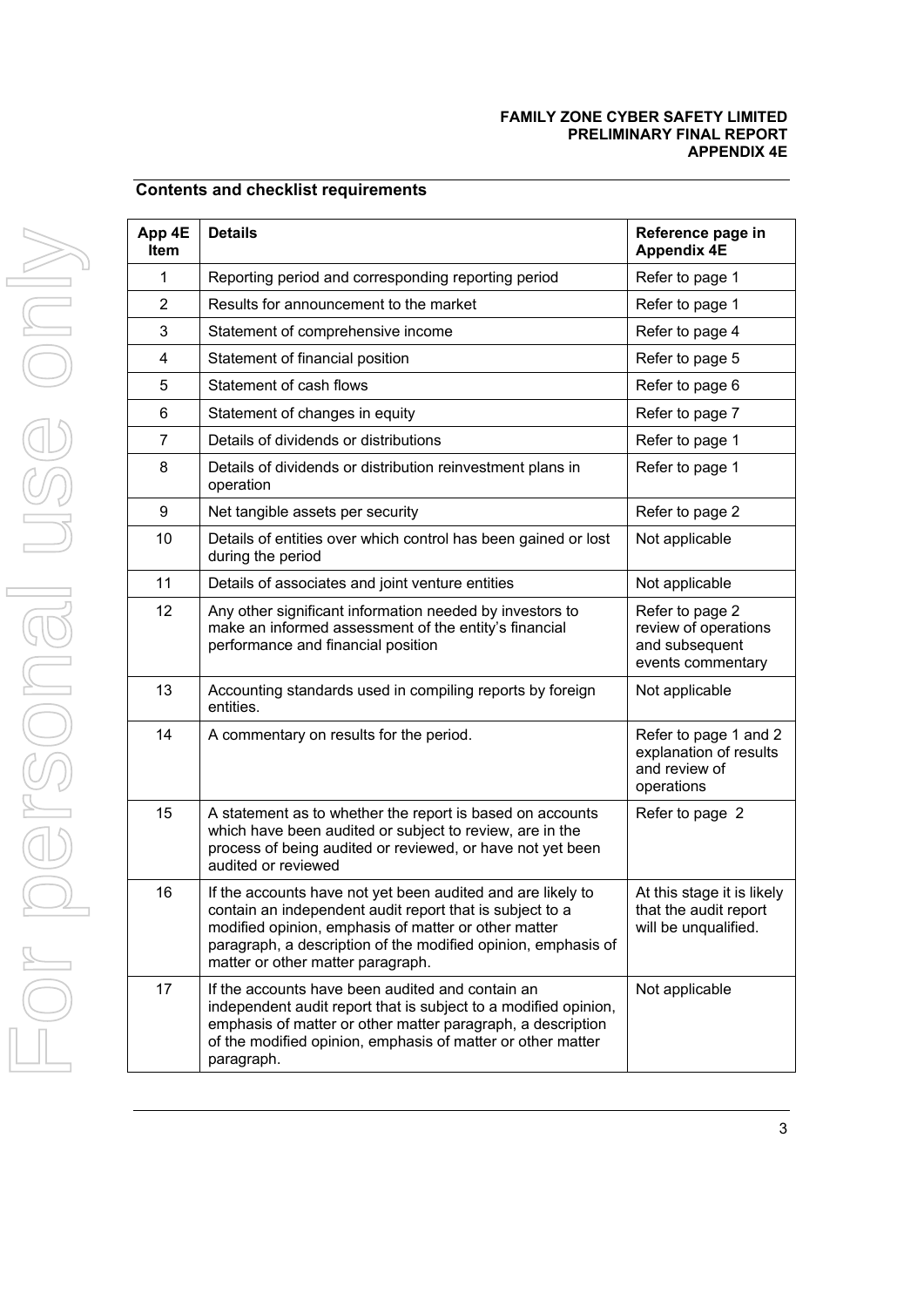## Contents and checklist requirements

| App 4E Item | Details | Reference page in Appendix 4E |
|---|---|---|
| 1 | Reporting period and corresponding reporting period | Refer to page 1 |
| 2 | Results for announcement to the market | Refer to page 1 |
| 3 | Statement of comprehensive income | Refer to page 4 |
| 4 | Statement of financial position | Refer to page 5 |
| 5 | Statement of cash flows | Refer to page 6 |
| 6 | Statement of changes in equity | Refer to page 7 |
| 7 | Details of dividends or distributions | Refer to page 1 |
| 8 | Details of dividends or distribution reinvestment plans in operation | Refer to page 1 |
| 9 | Net tangible assets per security | Refer to page 2 |
| 10 | Details of entities over which control has been gained or lost during the period | Not applicable |
| 11 | Details of associates and joint venture entities | Not applicable |
| 12 | Any other significant information needed by investors to make an informed assessment of the entity's financial performance and financial position | Refer to page 2 review of operations and subsequent events commentary |
| 13 | Accounting standards used in compiling reports by foreign entities. | Not applicable |
| 14 | A commentary on results for the period. | Refer to page 1 and 2 explanation of results and review of operations |
| 15 | A statement as to whether the report is based on accounts which have been audited or subject to review, are in the process of being audited or reviewed, or have not yet been audited or reviewed | Refer to page 2 |
| 16 | If the accounts have not yet been audited and are likely to contain an independent audit report that is subject to a modified opinion, emphasis of matter or other matter paragraph, a description of the modified opinion, emphasis of matter or other matter paragraph. | At this stage it is likely that the audit report will be unqualified. |
| 17 | If the accounts have been audited and contain an independent audit report that is subject to a modified opinion, emphasis of matter or other matter paragraph, a description of the modified opinion, emphasis of matter or other matter paragraph. | Not applicable |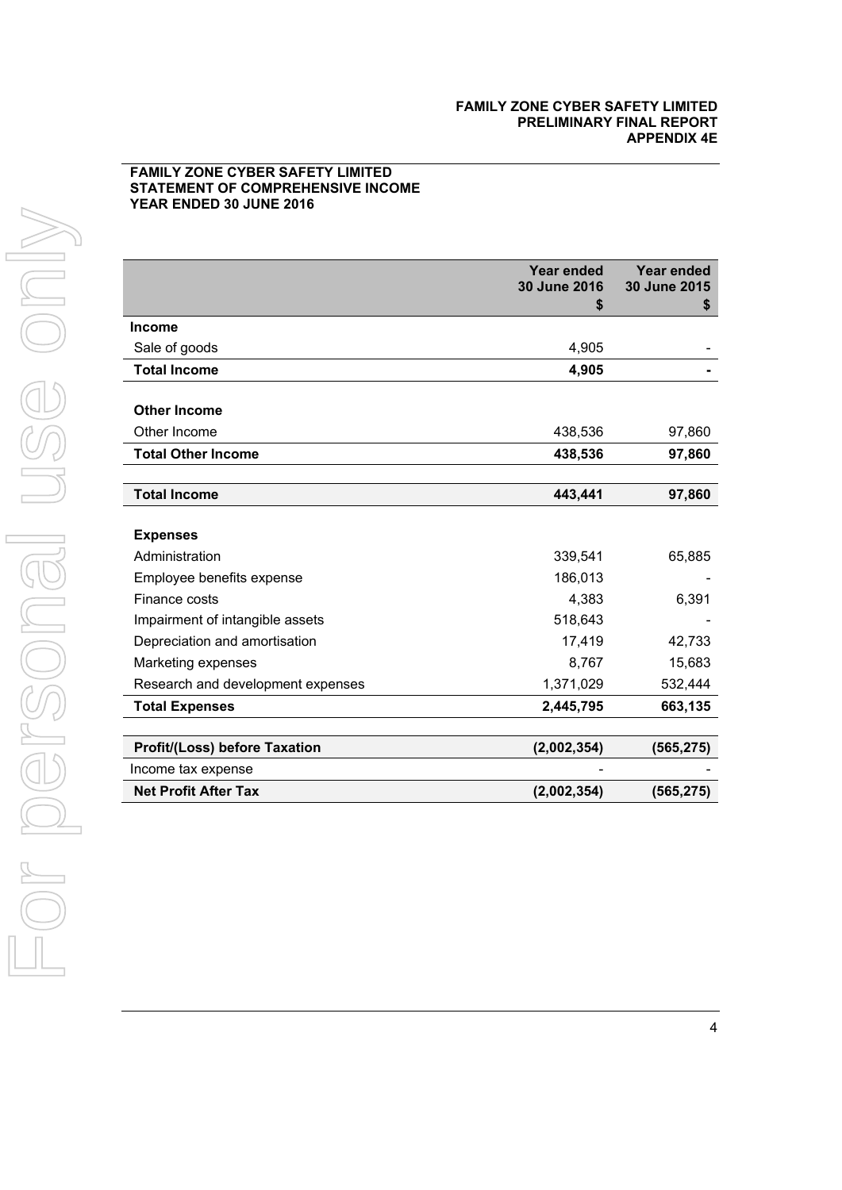**FAMILY ZONE CYBER SAFETY LIMITED**
**PRELIMINARY FINAL REPORT**
**APPENDIX 4E**

**FAMILY ZONE CYBER SAFETY LIMITED**
**STATEMENT OF COMPREHENSIVE INCOME**
**YEAR ENDED 30 JUNE 2016**

| | Year ended 30 June 2016 $ | Year ended 30 June 2015 $ |
|---|---|---|
| **Income** | | |
| Sale of goods | 4,905 | - |
| **Total Income** | **4,905** | **-** |
| | | |
| **Other Income** | | |
| Other Income | 438,536 | 97,860 |
| **Total Other Income** | **438,536** | **97,860** |
| | | |
| **Total Income** | **443,441** | **97,860** |
| | | |
| **Expenses** | | |
| Administration | 339,541 | 65,885 |
| Employee benefits expense | 186,013 | - |
| Finance costs | 4,383 | 6,391 |
| Impairment of intangible assets | 518,643 | - |
| Depreciation and amortisation | 17,419 | 42,733 |
| Marketing expenses | 8,767 | 15,683 |
| Research and development expenses | 1,371,029 | 532,444 |
| **Total Expenses** | **2,445,795** | **663,135** |
| | | |
| **Profit/(Loss) before Taxation** | **(2,002,354)** | **(565,275)** |
| Income tax expense | - | - |
| **Net Profit After Tax** | **(2,002,354)** | **(565,275)** |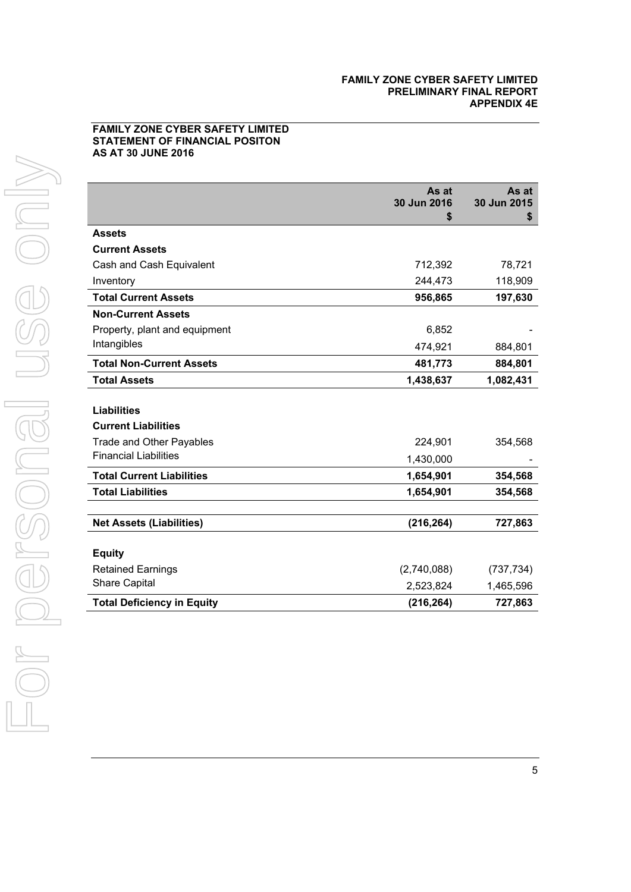## FAMILY ZONE CYBER SAFETY LIMITED
## STATEMENT OF FINANCIAL POSITON
## AS AT 30 JUNE 2016

| | As at 30 Jun 2016 $ | As at 30 Jun 2015 $ |
|---|---|---|
| **Assets** | | |
| **Current Assets** | | |
| Cash and Cash Equivalent | 712,392 | 78,721 |
| Inventory | 244,473 | 118,909 |
| **Total Current Assets** | **956,865** | **197,630** |
| **Non-Current Assets** | | |
| Property, plant and equipment | 6,852 | - |
| Intangibles | 474,921 | 884,801 |
| **Total Non-Current Assets** | **481,773** | **884,801** |
| **Total Assets** | **1,438,637** | **1,082,431** |
| | | |
| **Liabilities** | | |
| **Current Liabilities** | | |
| Trade and Other Payables | 224,901 | 354,568 |
| Financial Liabilities | 1,430,000 | - |
| **Total Current Liabilities** | **1,654,901** | **354,568** |
| **Total Liabilities** | **1,654,901** | **354,568** |
| | | |
| **Net Assets (Liabilities)** | **(216,264)** | **727,863** |
| | | |
| **Equity** | | |
| Retained Earnings | (2,740,088) | (737,734) |
| Share Capital | 2,523,824 | 1,465,596 |
| **Total Deficiency in Equity** | **(216,264)** | **727,863** |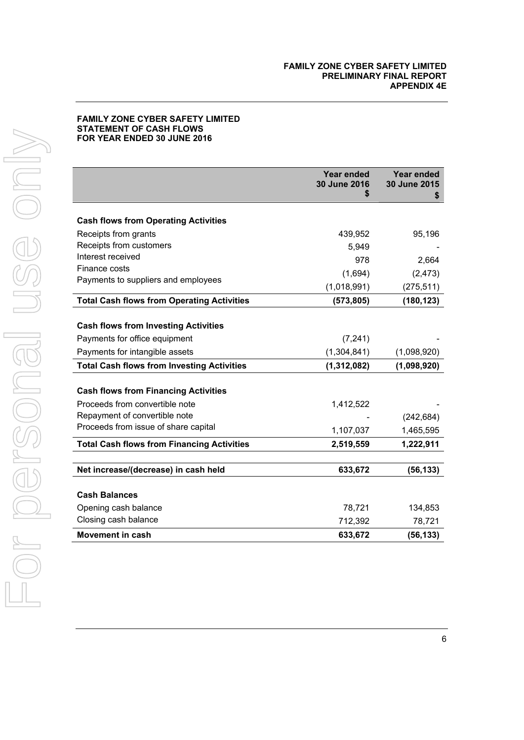**FAMILY ZONE CYBER SAFETY LIMITED**
**STATEMENT OF CASH FLOWS**
**FOR YEAR ENDED 30 JUNE 2016**

| | Year ended 30 June 2016 $ | Year ended 30 June 2015 $ |
|---|---|---|
| **Cash flows from Operating Activities** | | |
| Receipts from grants | 439,952 | 95,196 |
| Receipts from customers | 5,949 | - |
| Interest received | 978 | 2,664 |
| Finance costs | (1,694) | (2,473) |
| Payments to suppliers and employees | (1,018,991) | (275,511) |
| **Total Cash flows from Operating Activities** | **(573,805)** | **(180,123)** |
| **Cash flows from Investing Activities** | | |
| Payments for office equipment | (7,241) | - |
| Payments for intangible assets | (1,304,841) | (1,098,920) |
| **Total Cash flows from Investing Activities** | **(1,312,082)** | **(1,098,920)** |
| **Cash flows from Financing Activities** | | |
| Proceeds from convertible note | 1,412,522 | - |
| Repayment of convertible note | - | (242,684) |
| Proceeds from issue of share capital | 1,107,037 | 1,465,595 |
| **Total Cash flows from Financing Activities** | **2,519,559** | **1,222,911** |
| **Net increase/(decrease) in cash held** | **633,672** | **(56,133)** |
| **Cash Balances** | | |
| Opening cash balance | 78,721 | 134,853 |
| Closing cash balance | 712,392 | 78,721 |
| **Movement in cash** | **633,672** | **(56,133)** |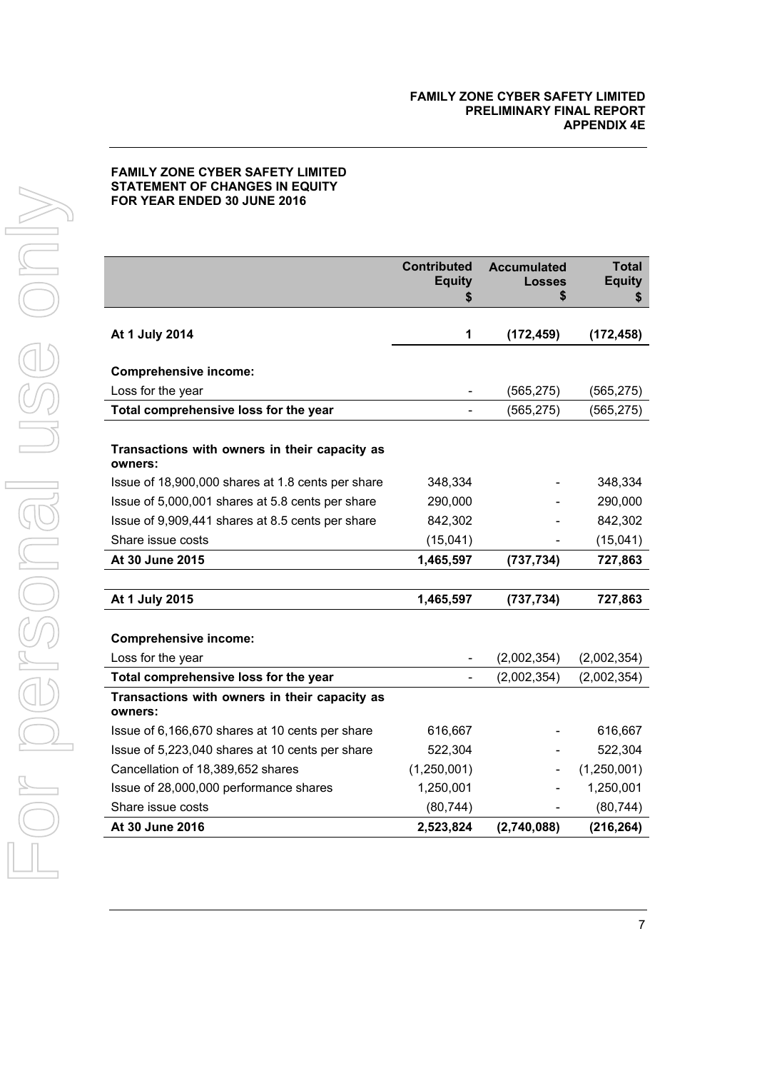**FAMILY ZONE CYBER SAFETY LIMITED**
**STATEMENT OF CHANGES IN EQUITY**
**FOR YEAR ENDED 30 JUNE 2016**

| | Contributed Equity $ | Accumulated Losses $ | Total Equity $ |
|---|---|---|---|
| **At 1 July 2014** | **1** | **(172,459)** | **(172,458)** |
| **Comprehensive income:** | | | |
| Loss for the year | - | (565,275) | (565,275) |
| **Total comprehensive loss for the year** | - | (565,275) | (565,275) |
| **Transactions with owners in their capacity as owners:** | | | |
| Issue of 18,900,000 shares at 1.8 cents per share | 348,334 | - | 348,334 |
| Issue of 5,000,001 shares at 5.8 cents per share | 290,000 | - | 290,000 |
| Issue of 9,909,441 shares at 8.5 cents per share | 842,302 | - | 842,302 |
| Share issue costs | (15,041) | - | (15,041) |
| **At 30 June 2015** | **1,465,597** | **(737,734)** | **727,863** |
| **At 1 July 2015** | **1,465,597** | **(737,734)** | **727,863** |
| **Comprehensive income:** | | | |
| Loss for the year | - | (2,002,354) | (2,002,354) |
| **Total comprehensive loss for the year** | - | (2,002,354) | (2,002,354) |
| **Transactions with owners in their capacity as owners:** | | | |
| Issue of 6,166,670 shares at 10 cents per share | 616,667 | - | 616,667 |
| Issue of 5,223,040 shares at 10 cents per share | 522,304 | - | 522,304 |
| Cancellation of 18,389,652 shares | (1,250,001) | - | (1,250,001) |
| Issue of 28,000,000 performance shares | 1,250,001 | - | 1,250,001 |
| Share issue costs | (80,744) | - | (80,744) |
| **At 30 June 2016** | **2,523,824** | **(2,740,088)** | **(216,264)** |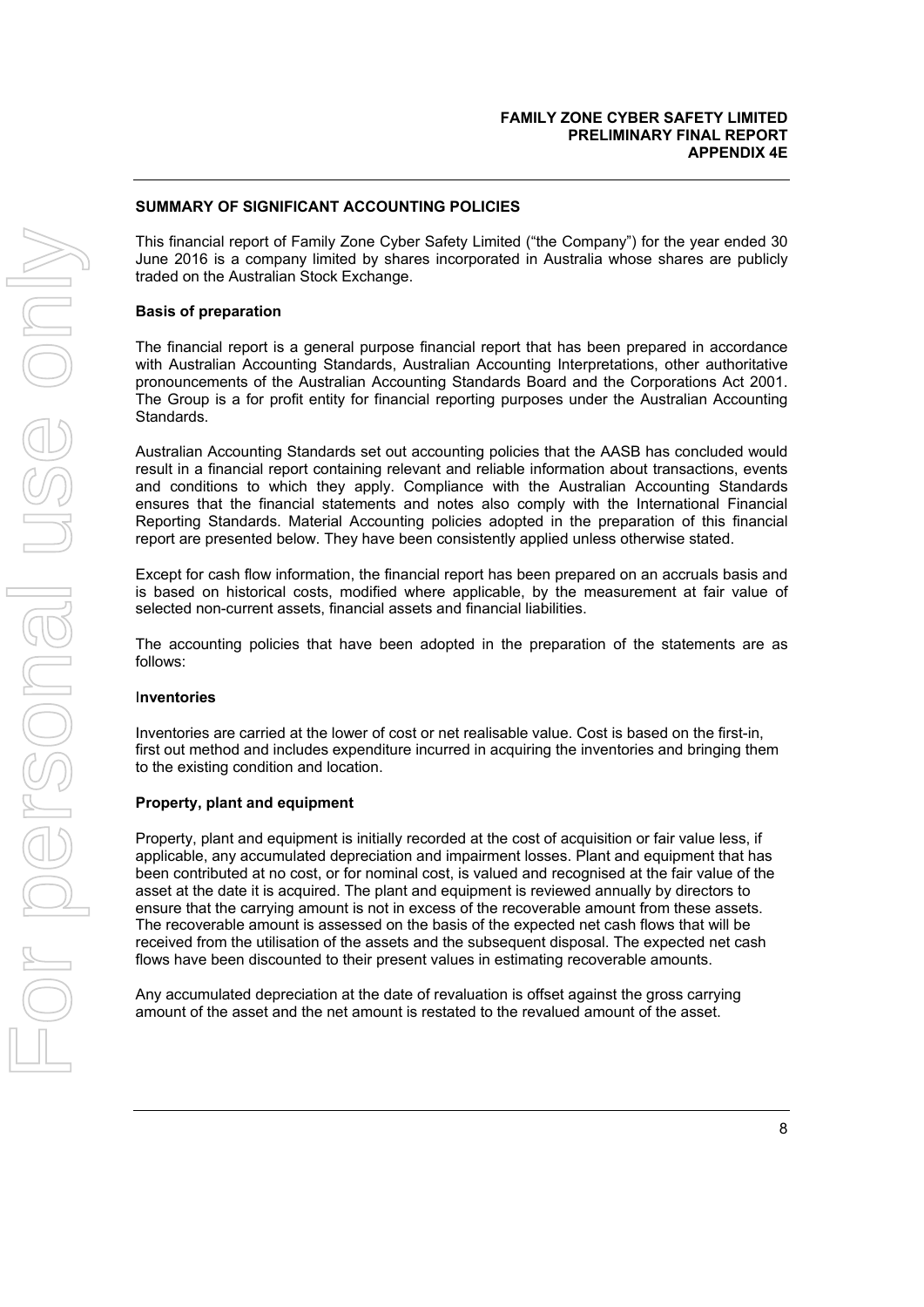## SUMMARY OF SIGNIFICANT ACCOUNTING POLICIES

This financial report of Family Zone Cyber Safety Limited ("the Company") for the year ended 30 June 2016 is a company limited by shares incorporated in Australia whose shares are publicly traded on the Australian Stock Exchange.

### Basis of preparation

The financial report is a general purpose financial report that has been prepared in accordance with Australian Accounting Standards, Australian Accounting Interpretations, other authoritative pronouncements of the Australian Accounting Standards Board and the Corporations Act 2001. The Group is a for profit entity for financial reporting purposes under the Australian Accounting Standards.

Australian Accounting Standards set out accounting policies that the AASB has concluded would result in a financial report containing relevant and reliable information about transactions, events and conditions to which they apply. Compliance with the Australian Accounting Standards ensures that the financial statements and notes also comply with the International Financial Reporting Standards. Material Accounting policies adopted in the preparation of this financial report are presented below. They have been consistently applied unless otherwise stated.

Except for cash flow information, the financial report has been prepared on an accruals basis and is based on historical costs, modified where applicable, by the measurement at fair value of selected non-current assets, financial assets and financial liabilities.

The accounting policies that have been adopted in the preparation of the statements are as follows:

### Inventories

Inventories are carried at the lower of cost or net realisable value. Cost is based on the first-in, first out method and includes expenditure incurred in acquiring the inventories and bringing them to the existing condition and location.

### Property, plant and equipment

Property, plant and equipment is initially recorded at the cost of acquisition or fair value less, if applicable, any accumulated depreciation and impairment losses. Plant and equipment that has been contributed at no cost, or for nominal cost, is valued and recognised at the fair value of the asset at the date it is acquired. The plant and equipment is reviewed annually by directors to ensure that the carrying amount is not in excess of the recoverable amount from these assets. The recoverable amount is assessed on the basis of the expected net cash flows that will be received from the utilisation of the assets and the subsequent disposal. The expected net cash flows have been discounted to their present values in estimating recoverable amounts.

Any accumulated depreciation at the date of revaluation is offset against the gross carrying amount of the asset and the net amount is restated to the revalued amount of the asset.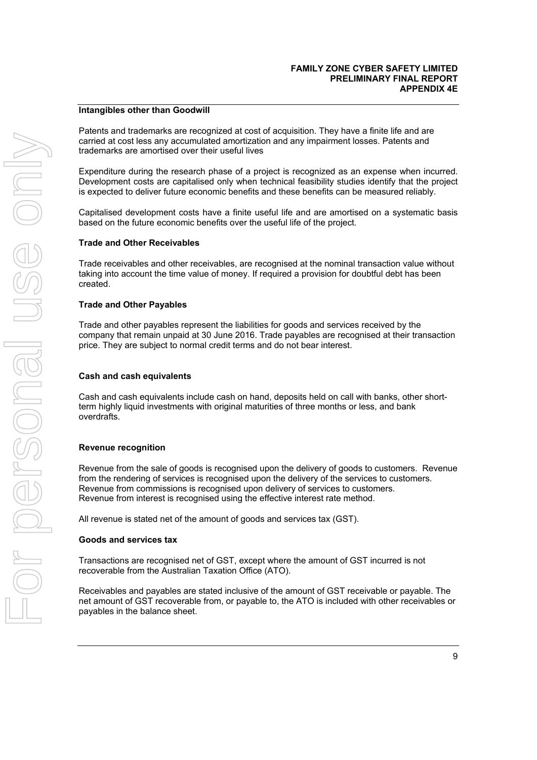### Intangibles other than Goodwill

Patents and trademarks are recognized at cost of acquisition. They have a finite life and are carried at cost less any accumulated amortization and any impairment losses. Patents and trademarks are amortised over their useful lives

Expenditure during the research phase of a project is recognized as an expense when incurred. Development costs are capitalised only when technical feasibility studies identify that the project is expected to deliver future economic benefits and these benefits can be measured reliably.

Capitalised development costs have a finite useful life and are amortised on a systematic basis based on the future economic benefits over the useful life of the project.

### Trade and Other Receivables

Trade receivables and other receivables, are recognised at the nominal transaction value without taking into account the time value of money. If required a provision for doubtful debt has been created.

### Trade and Other Payables

Trade and other payables represent the liabilities for goods and services received by the company that remain unpaid at 30 June 2016. Trade payables are recognised at their transaction price. They are subject to normal credit terms and do not bear interest.

### Cash and cash equivalents

Cash and cash equivalents include cash on hand, deposits held on call with banks, other short-term highly liquid investments with original maturities of three months or less, and bank overdrafts.

### Revenue recognition

Revenue from the sale of goods is recognised upon the delivery of goods to customers. Revenue from the rendering of services is recognised upon the delivery of the services to customers. Revenue from commissions is recognised upon delivery of services to customers. Revenue from interest is recognised using the effective interest rate method.

All revenue is stated net of the amount of goods and services tax (GST).

### Goods and services tax

Transactions are recognised net of GST, except where the amount of GST incurred is not recoverable from the Australian Taxation Office (ATO).

Receivables and payables are stated inclusive of the amount of GST receivable or payable. The net amount of GST recoverable from, or payable to, the ATO is included with other receivables or payables in the balance sheet.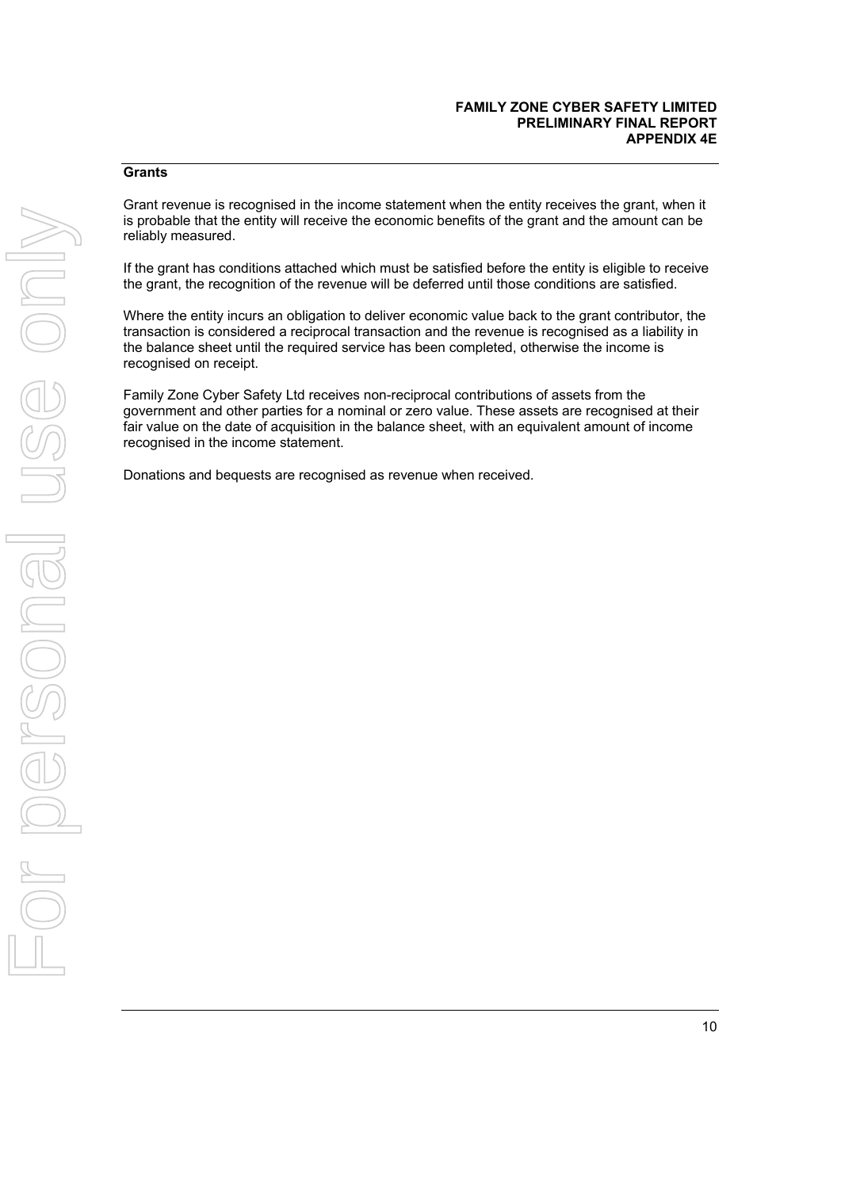## Grants

Grant revenue is recognised in the income statement when the entity receives the grant, when it is probable that the entity will receive the economic benefits of the grant and the amount can be reliably measured.

If the grant has conditions attached which must be satisfied before the entity is eligible to receive the grant, the recognition of the revenue will be deferred until those conditions are satisfied.

Where the entity incurs an obligation to deliver economic value back to the grant contributor, the transaction is considered a reciprocal transaction and the revenue is recognised as a liability in the balance sheet until the required service has been completed, otherwise the income is recognised on receipt.

Family Zone Cyber Safety Ltd receives non-reciprocal contributions of assets from the government and other parties for a nominal or zero value. These assets are recognised at their fair value on the date of acquisition in the balance sheet, with an equivalent amount of income recognised in the income statement.

Donations and bequests are recognised as revenue when received.